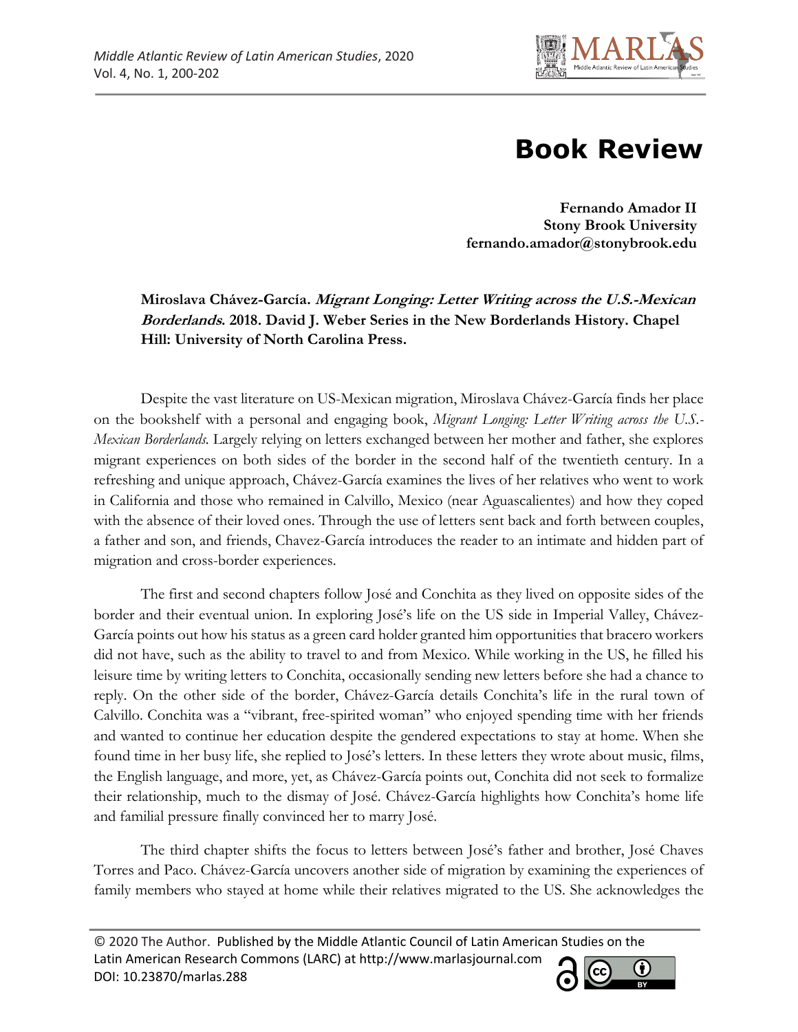# Book Review

**Fernando Amador II**
**Stony Brook University**
**fernando.amador@stonybrook.edu**

**Miroslava Chávez-García. *Migrant Longing: Letter Writing across the U.S.-Mexican Borderlands*. 2018. David J. Weber Series in the New Borderlands History. Chapel Hill: University of North Carolina Press.**

Despite the vast literature on US-Mexican migration, Miroslava Chávez-García finds her place on the bookshelf with a personal and engaging book, *Migrant Longing: Letter Writing across the U.S.-Mexican Borderlands.* Largely relying on letters exchanged between her mother and father, she explores migrant experiences on both sides of the border in the second half of the twentieth century. In a refreshing and unique approach, Chávez-García examines the lives of her relatives who went to work in California and those who remained in Calvillo, Mexico (near Aguascalientes) and how they coped with the absence of their loved ones. Through the use of letters sent back and forth between couples, a father and son, and friends, Chavez-García introduces the reader to an intimate and hidden part of migration and cross-border experiences.

The first and second chapters follow José and Conchita as they lived on opposite sides of the border and their eventual union. In exploring José's life on the US side in Imperial Valley, Chávez-García points out how his status as a green card holder granted him opportunities that bracero workers did not have, such as the ability to travel to and from Mexico. While working in the US, he filled his leisure time by writing letters to Conchita, occasionally sending new letters before she had a chance to reply. On the other side of the border, Chávez-García details Conchita's life in the rural town of Calvillo. Conchita was a "vibrant, free-spirited woman" who enjoyed spending time with her friends and wanted to continue her education despite the gendered expectations to stay at home. When she found time in her busy life, she replied to José's letters. In these letters they wrote about music, films, the English language, and more, yet, as Chávez-García points out, Conchita did not seek to formalize their relationship, much to the dismay of José. Chávez-García highlights how Conchita's home life and familial pressure finally convinced her to marry José.

The third chapter shifts the focus to letters between José's father and brother, José Chaves Torres and Paco. Chávez-García uncovers another side of migration by examining the experiences of family members who stayed at home while their relatives migrated to the US. She acknowledges the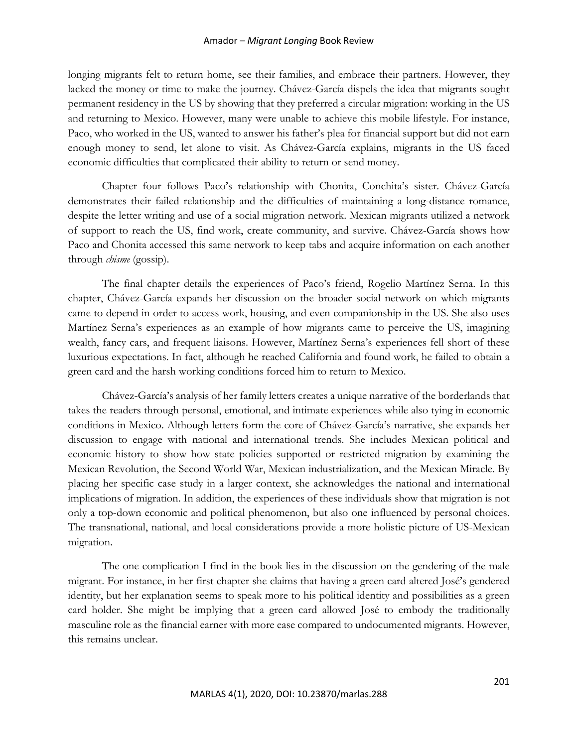longing migrants felt to return home, see their families, and embrace their partners. However, they lacked the money or time to make the journey. Chávez-García dispels the idea that migrants sought permanent residency in the US by showing that they preferred a circular migration: working in the US and returning to Mexico. However, many were unable to achieve this mobile lifestyle. For instance, Paco, who worked in the US, wanted to answer his father's plea for financial support but did not earn enough money to send, let alone to visit. As Chávez-García explains, migrants in the US faced economic difficulties that complicated their ability to return or send money.

Chapter four follows Paco's relationship with Chonita, Conchita's sister. Chávez-García demonstrates their failed relationship and the difficulties of maintaining a long-distance romance, despite the letter writing and use of a social migration network. Mexican migrants utilized a network of support to reach the US, find work, create community, and survive. Chávez-García shows how Paco and Chonita accessed this same network to keep tabs and acquire information on each another through *chisme* (gossip).

The final chapter details the experiences of Paco's friend, Rogelio Martínez Serna. In this chapter, Chávez-García expands her discussion on the broader social network on which migrants came to depend in order to access work, housing, and even companionship in the US. She also uses Martínez Serna's experiences as an example of how migrants came to perceive the US, imagining wealth, fancy cars, and frequent liaisons. However, Martínez Serna's experiences fell short of these luxurious expectations. In fact, although he reached California and found work, he failed to obtain a green card and the harsh working conditions forced him to return to Mexico.

Chávez-García's analysis of her family letters creates a unique narrative of the borderlands that takes the readers through personal, emotional, and intimate experiences while also tying in economic conditions in Mexico. Although letters form the core of Chávez-García's narrative, she expands her discussion to engage with national and international trends. She includes Mexican political and economic history to show how state policies supported or restricted migration by examining the Mexican Revolution, the Second World War, Mexican industrialization, and the Mexican Miracle. By placing her specific case study in a larger context, she acknowledges the national and international implications of migration. In addition, the experiences of these individuals show that migration is not only a top-down economic and political phenomenon, but also one influenced by personal choices. The transnational, national, and local considerations provide a more holistic picture of US-Mexican migration.

The one complication I find in the book lies in the discussion on the gendering of the male migrant. For instance, in her first chapter she claims that having a green card altered José's gendered identity, but her explanation seems to speak more to his political identity and possibilities as a green card holder. She might be implying that a green card allowed José to embody the traditionally masculine role as the financial earner with more ease compared to undocumented migrants. However, this remains unclear.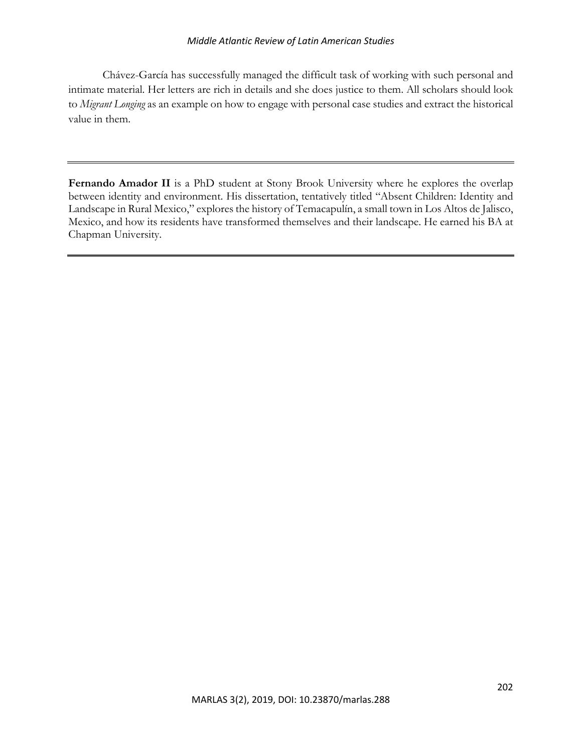Chávez-García has successfully managed the difficult task of working with such personal and intimate material. Her letters are rich in details and she does justice to them. All scholars should look to *Migrant Longing* as an example on how to engage with personal case studies and extract the historical value in them.

---

**Fernando Amador II** is a PhD student at Stony Brook University where he explores the overlap between identity and environment. His dissertation, tentatively titled "Absent Children: Identity and Landscape in Rural Mexico," explores the history of Temacapulín, a small town in Los Altos de Jalisco, Mexico, and how its residents have transformed themselves and their landscape. He earned his BA at Chapman University.

---